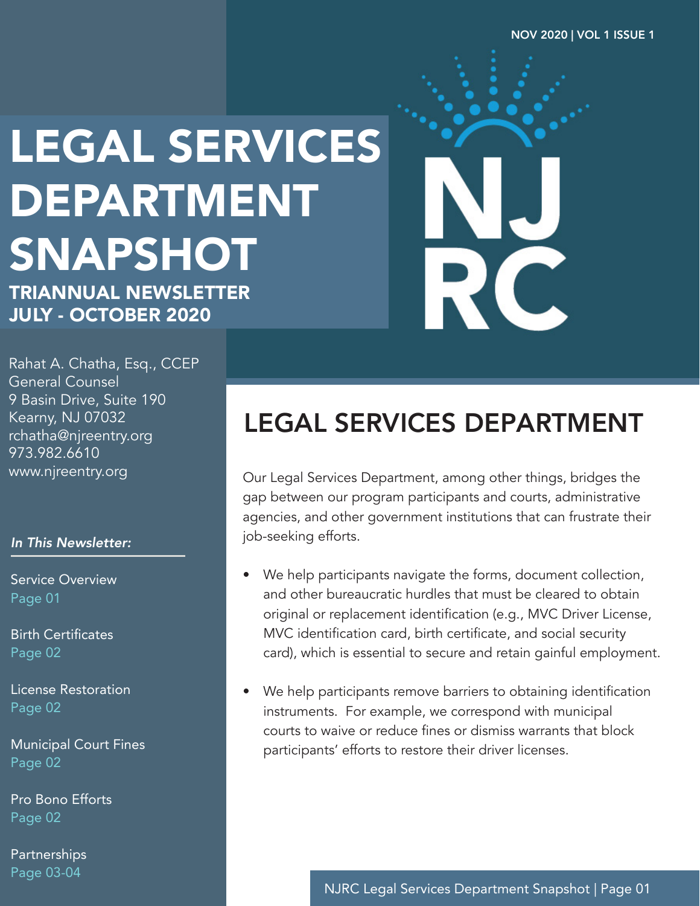NOV 2020 | VOL 1 ISSUE 1

# LEGAL SERVICES DEPARTMENT SNAPSHOT

**TRIANNUAL NEWSLETTER**
**JULY - OCTOBER 2020**

NJ RC

Rahat A. Chatha, Esq., CCEP
General Counsel
9 Basin Drive, Suite 190
Kearny, NJ 07032
rchatha@njreentry.org
973.982.6610
www.njreentry.org

***In This Newsletter:***

Service Overview
Page 01

Birth Certificates
Page 02

License Restoration
Page 02

Municipal Court Fines
Page 02

Pro Bono Efforts
Page 02

Partnerships
Page 03-04

## LEGAL SERVICES DEPARTMENT

Our Legal Services Department, among other things, bridges the gap between our program participants and courts, administrative agencies, and other government institutions that can frustrate their job-seeking efforts.

- We help participants navigate the forms, document collection, and other bureaucratic hurdles that must be cleared to obtain original or replacement identification (e.g., MVC Driver License, MVC identification card, birth certificate, and social security card), which is essential to secure and retain gainful employment.
- We help participants remove barriers to obtaining identification instruments. For example, we correspond with municipal courts to waive or reduce fines or dismiss warrants that block participants' efforts to restore their driver licenses.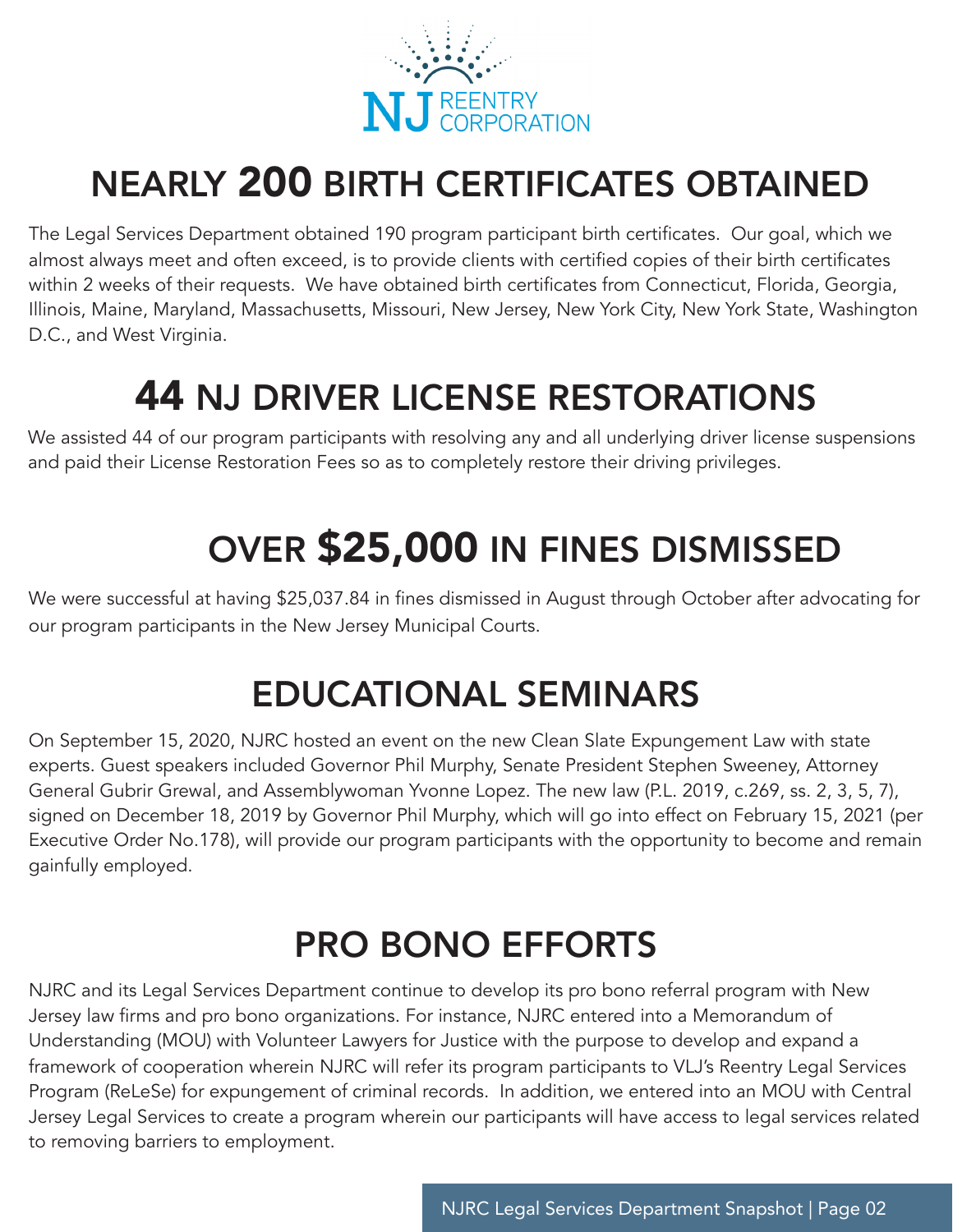# NEARLY 200 BIRTH CERTIFICATES OBTAINED

The Legal Services Department obtained 190 program participant birth certificates. Our goal, which we almost always meet and often exceed, is to provide clients with certified copies of their birth certificates within 2 weeks of their requests. We have obtained birth certificates from Connecticut, Florida, Georgia, Illinois, Maine, Maryland, Massachusetts, Missouri, New Jersey, New York City, New York State, Washington D.C., and West Virginia.

# 44 NJ DRIVER LICENSE RESTORATIONS

We assisted 44 of our program participants with resolving any and all underlying driver license suspensions and paid their License Restoration Fees so as to completely restore their driving privileges.

# OVER $25,000 IN FINES DISMISSED

We were successful at having $25,037.84 in fines dismissed in August through October after advocating for our program participants in the New Jersey Municipal Courts.

# EDUCATIONAL SEMINARS

On September 15, 2020, NJRC hosted an event on the new Clean Slate Expungement Law with state experts. Guest speakers included Governor Phil Murphy, Senate President Stephen Sweeney, Attorney General Gubrir Grewal, and Assemblywoman Yvonne Lopez. The new law (P.L. 2019, c.269, ss. 2, 3, 5, 7), signed on December 18, 2019 by Governor Phil Murphy, which will go into effect on February 15, 2021 (per Executive Order No.178), will provide our program participants with the opportunity to become and remain gainfully employed.

# PRO BONO EFFORTS

NJRC and its Legal Services Department continue to develop its pro bono referral program with New Jersey law firms and pro bono organizations. For instance, NJRC entered into a Memorandum of Understanding (MOU) with Volunteer Lawyers for Justice with the purpose to develop and expand a framework of cooperation wherein NJRC will refer its program participants to VLJ's Reentry Legal Services Program (ReLeSe) for expungement of criminal records. In addition, we entered into an MOU with Central Jersey Legal Services to create a program wherein our participants will have access to legal services related to removing barriers to employment.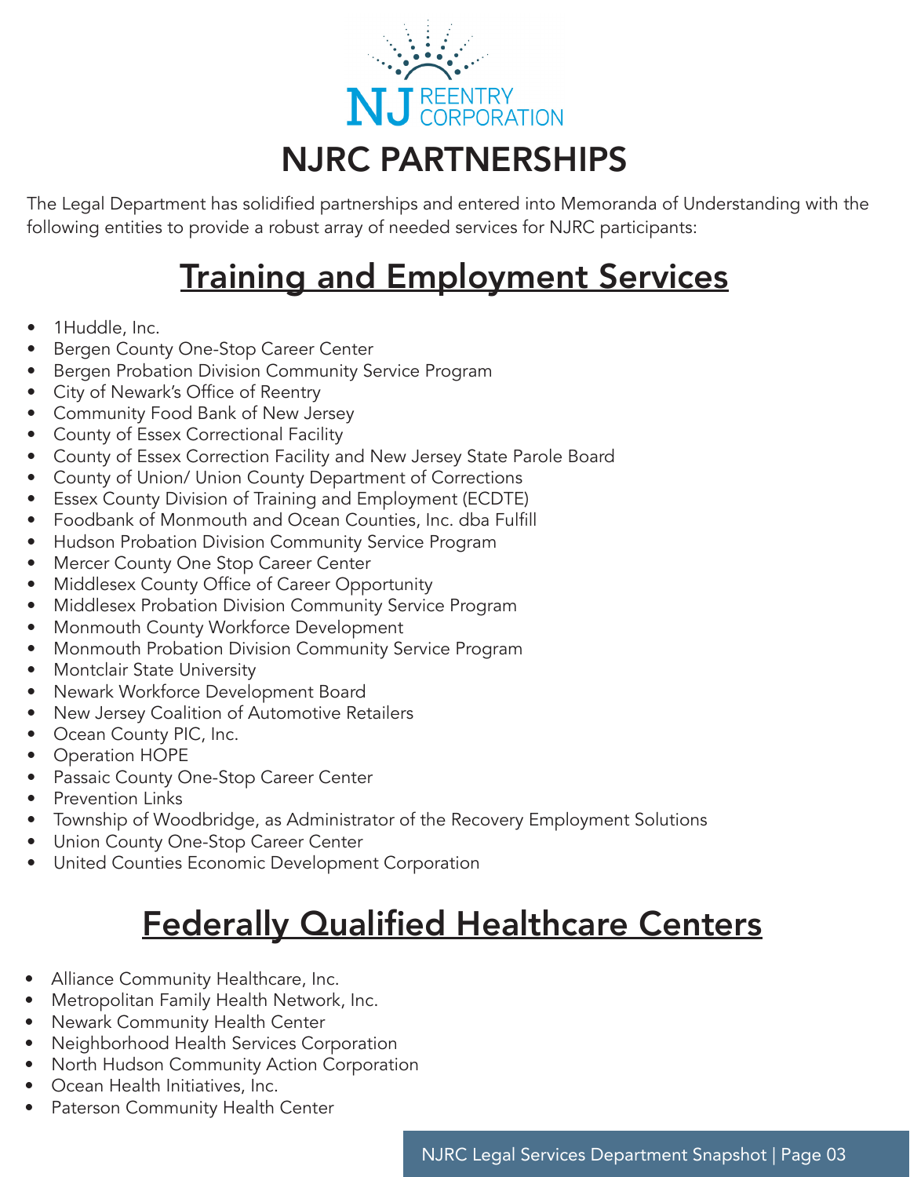NJ REENTRY CORPORATION

# NJRC PARTNERSHIPS

The Legal Department has solidified partnerships and entered into Memoranda of Understanding with the following entities to provide a robust array of needed services for NJRC participants:

## Training and Employment Services

- 1Huddle, Inc.
- Bergen County One-Stop Career Center
- Bergen Probation Division Community Service Program
- City of Newark's Office of Reentry
- Community Food Bank of New Jersey
- County of Essex Correctional Facility
- County of Essex Correction Facility and New Jersey State Parole Board
- County of Union/ Union County Department of Corrections
- Essex County Division of Training and Employment (ECDTE)
- Foodbank of Monmouth and Ocean Counties, Inc. dba Fulfill
- Hudson Probation Division Community Service Program
- Mercer County One Stop Career Center
- Middlesex County Office of Career Opportunity
- Middlesex Probation Division Community Service Program
- Monmouth County Workforce Development
- Monmouth Probation Division Community Service Program
- Montclair State University
- Newark Workforce Development Board
- New Jersey Coalition of Automotive Retailers
- Ocean County PIC, Inc.
- Operation HOPE
- Passaic County One-Stop Career Center
- Prevention Links
- Township of Woodbridge, as Administrator of the Recovery Employment Solutions
- Union County One-Stop Career Center
- United Counties Economic Development Corporation

## Federally Qualified Healthcare Centers

- Alliance Community Healthcare, Inc.
- Metropolitan Family Health Network, Inc.
- Newark Community Health Center
- Neighborhood Health Services Corporation
- North Hudson Community Action Corporation
- Ocean Health Initiatives, Inc.
- Paterson Community Health Center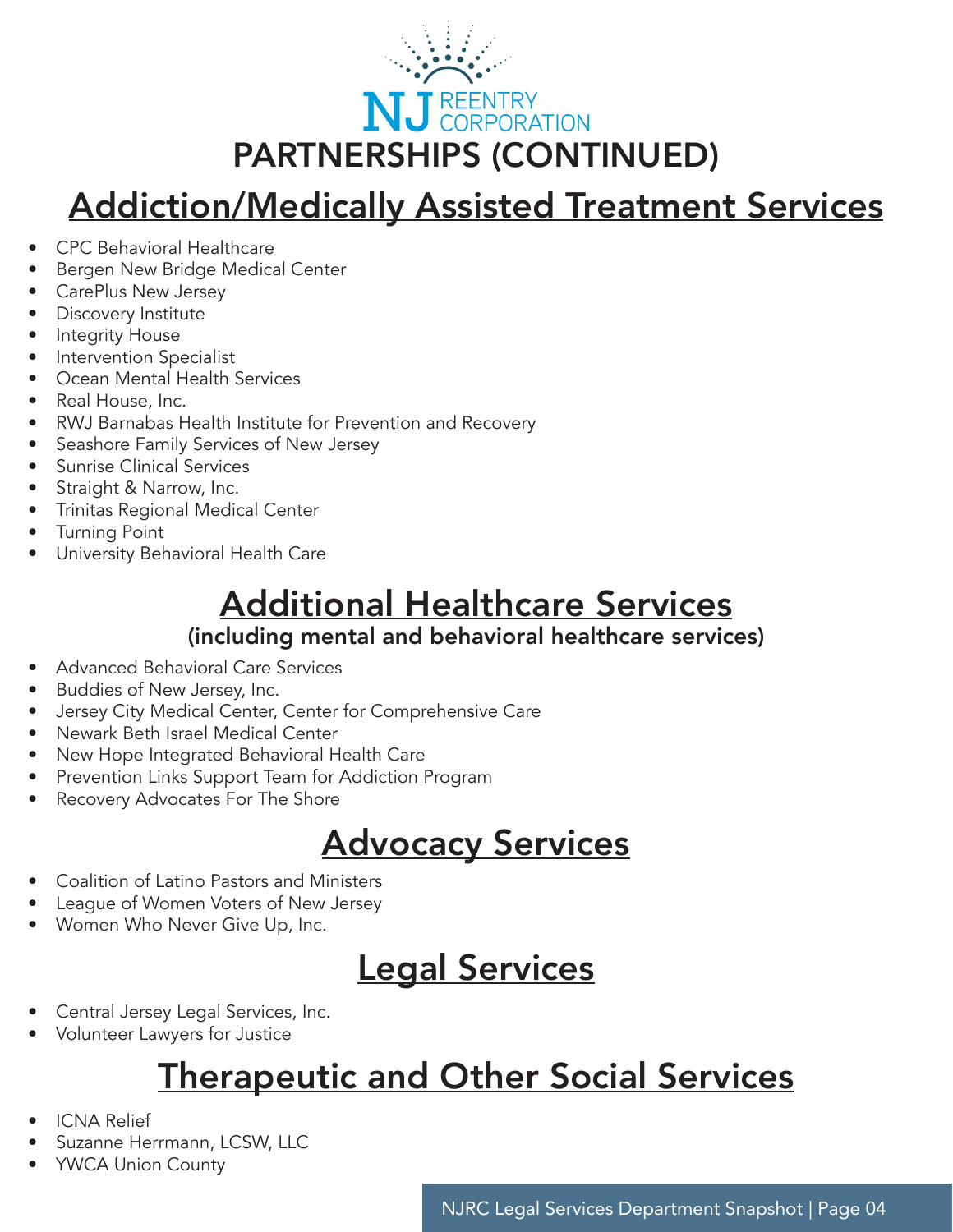NJ REENTRY CORPORATION

# PARTNERSHIPS (CONTINUED)

## Addiction/Medically Assisted Treatment Services

- CPC Behavioral Healthcare
- Bergen New Bridge Medical Center
- CarePlus New Jersey
- Discovery Institute
- Integrity House
- Intervention Specialist
- Ocean Mental Health Services
- Real House, Inc.
- RWJ Barnabas Health Institute for Prevention and Recovery
- Seashore Family Services of New Jersey
- Sunrise Clinical Services
- Straight & Narrow, Inc.
- Trinitas Regional Medical Center
- Turning Point
- University Behavioral Health Care

## Additional Healthcare Services

### (including mental and behavioral healthcare services)

- Advanced Behavioral Care Services
- Buddies of New Jersey, Inc.
- Jersey City Medical Center, Center for Comprehensive Care
- Newark Beth Israel Medical Center
- New Hope Integrated Behavioral Health Care
- Prevention Links Support Team for Addiction Program
- Recovery Advocates For The Shore

## Advocacy Services

- Coalition of Latino Pastors and Ministers
- League of Women Voters of New Jersey
- Women Who Never Give Up, Inc.

## Legal Services

- Central Jersey Legal Services, Inc.
- Volunteer Lawyers for Justice

## Therapeutic and Other Social Services

- ICNA Relief
- Suzanne Herrmann, LCSW, LLC
- YWCA Union County